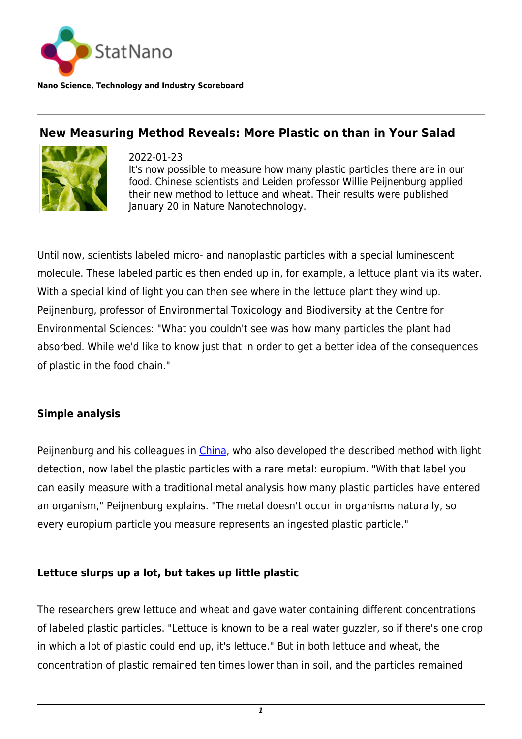StatNano

**Nano Science, Technology and Industry Scoreboard**

## New Measuring Method Reveals: More Plastic on than in Your Salad

2022-01-23

It's now possible to measure how many plastic particles there are in our food. Chinese scientists and Leiden professor Willie Peijnenburg applied their new method to lettuce and wheat. Their results were published January 20 in Nature Nanotechnology.

Until now, scientists labeled micro- and nanoplastic particles with a special luminescent molecule. These labeled particles then ended up in, for example, a lettuce plant via its water. With a special kind of light you can then see where in the lettuce plant they wind up. Peijnenburg, professor of Environmental Toxicology and Biodiversity at the Centre for Environmental Sciences: "What you couldn't see was how many particles the plant had absorbed. While we'd like to know just that in order to get a better idea of the consequences of plastic in the food chain."

### Simple analysis

Peijnenburg and his colleagues in China, who also developed the described method with light detection, now label the plastic particles with a rare metal: europium. "With that label you can easily measure with a traditional metal analysis how many plastic particles have entered an organism," Peijnenburg explains. "The metal doesn't occur in organisms naturally, so every europium particle you measure represents an ingested plastic particle."

### Lettuce slurps up a lot, but takes up little plastic

The researchers grew lettuce and wheat and gave water containing different concentrations of labeled plastic particles. "Lettuce is known to be a real water guzzler, so if there's one crop in which a lot of plastic could end up, it's lettuce." But in both lettuce and wheat, the concentration of plastic remained ten times lower than in soil, and the particles remained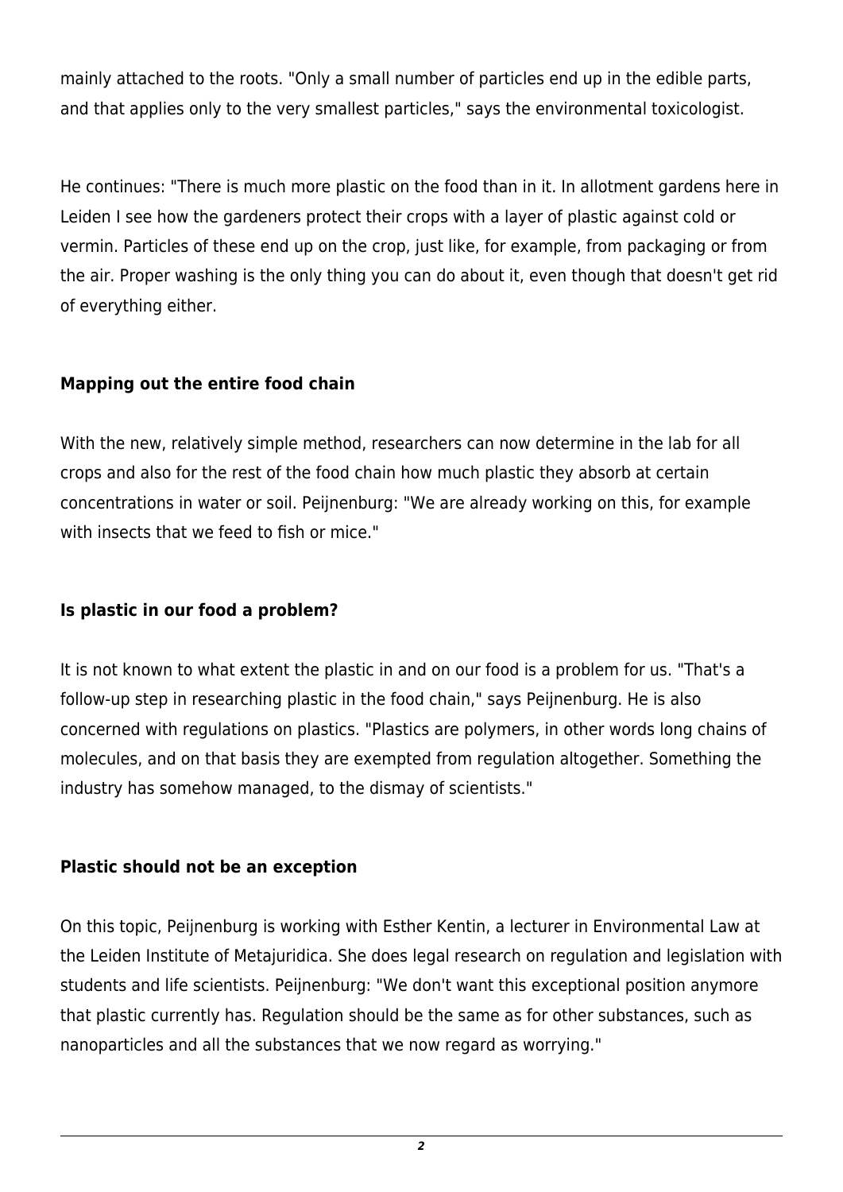mainly attached to the roots. "Only a small number of particles end up in the edible parts, and that applies only to the very smallest particles," says the environmental toxicologist.

He continues: "There is much more plastic on the food than in it. In allotment gardens here in Leiden I see how the gardeners protect their crops with a layer of plastic against cold or vermin. Particles of these end up on the crop, just like, for example, from packaging or from the air. Proper washing is the only thing you can do about it, even though that doesn't get rid of everything either.

### Mapping out the entire food chain

With the new, relatively simple method, researchers can now determine in the lab for all crops and also for the rest of the food chain how much plastic they absorb at certain concentrations in water or soil. Peijnenburg: "We are already working on this, for example with insects that we feed to fish or mice."

### Is plastic in our food a problem?

It is not known to what extent the plastic in and on our food is a problem for us. "That's a follow-up step in researching plastic in the food chain," says Peijnenburg. He is also concerned with regulations on plastics. "Plastics are polymers, in other words long chains of molecules, and on that basis they are exempted from regulation altogether. Something the industry has somehow managed, to the dismay of scientists."

### Plastic should not be an exception

On this topic, Peijnenburg is working with Esther Kentin, a lecturer in Environmental Law at the Leiden Institute of Metajuridica. She does legal research on regulation and legislation with students and life scientists. Peijnenburg: "We don't want this exceptional position anymore that plastic currently has. Regulation should be the same as for other substances, such as nanoparticles and all the substances that we now regard as worrying."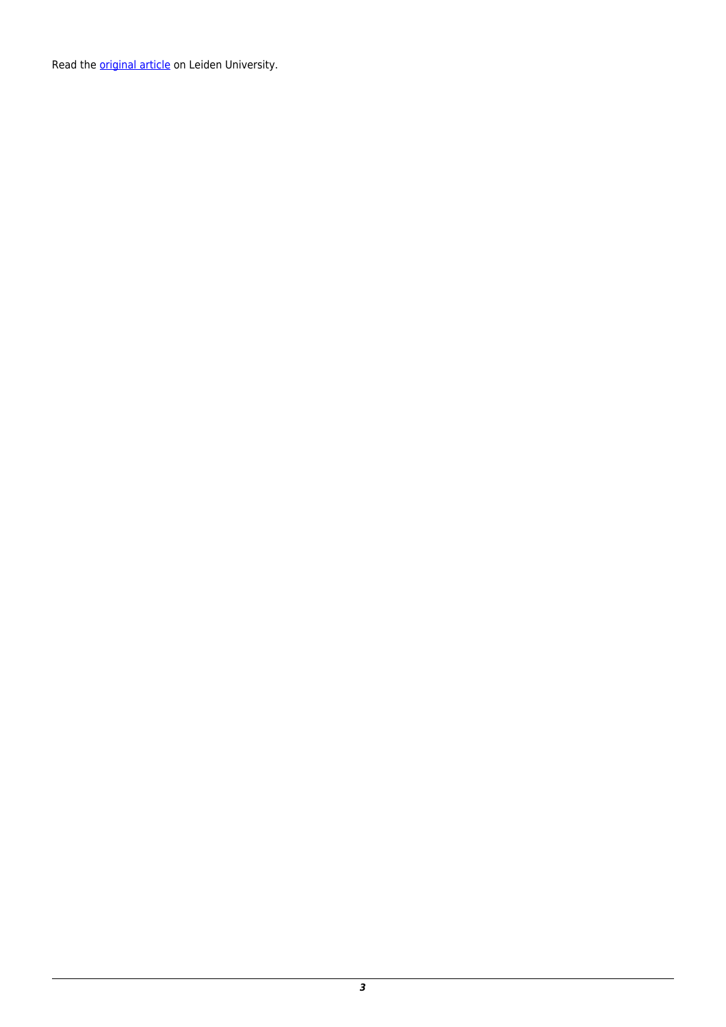Read the original article on Leiden University.